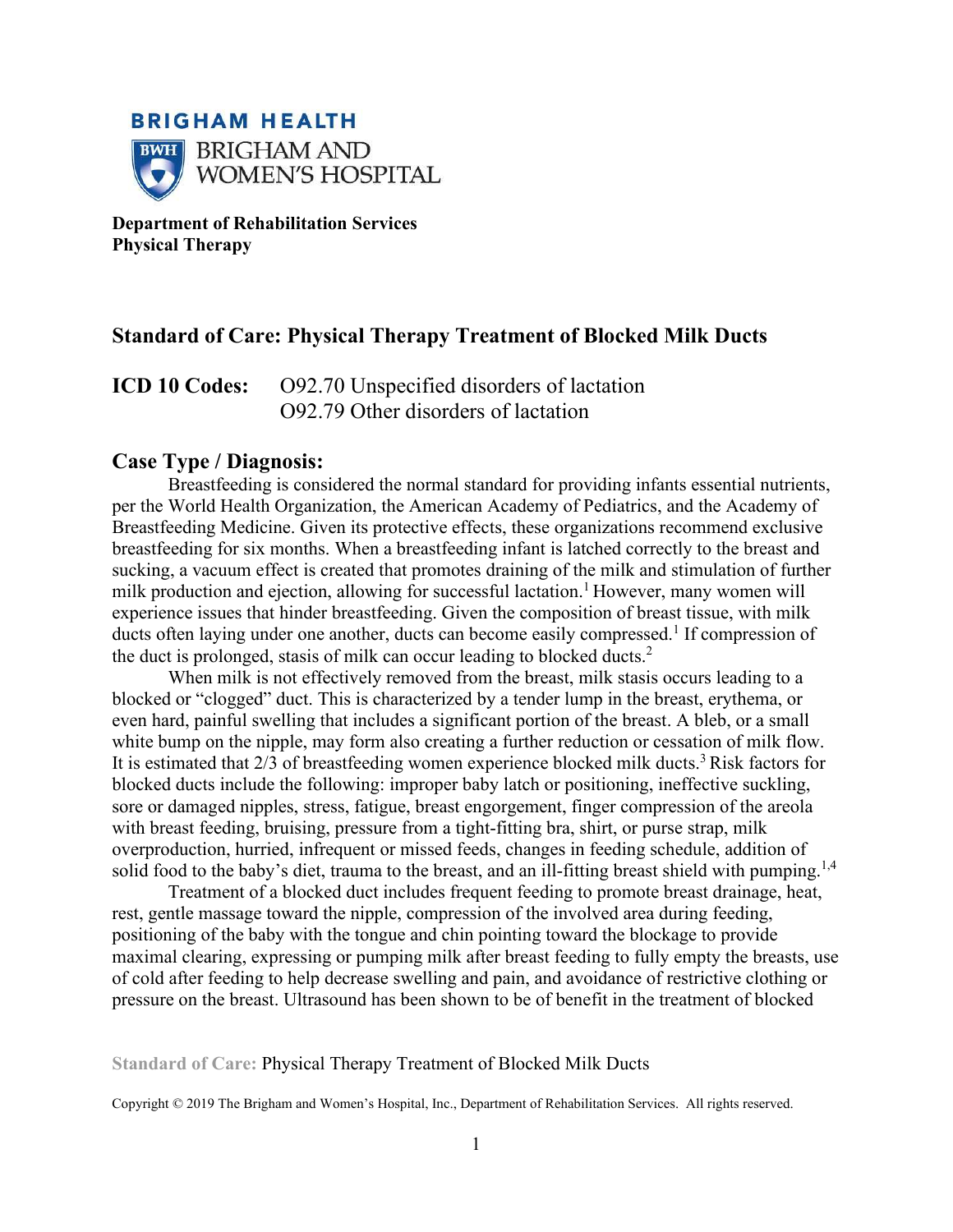BRIGHAM HEALTH

BRIGHAM AND WOMEN'S HOSPITAL

**Department of Rehabilitation Services**
**Physical Therapy**

## Standard of Care: Physical Therapy Treatment of Blocked Milk Ducts

**ICD 10 Codes:** O92.70 Unspecified disorders of lactation
O92.79 Other disorders of lactation

### Case Type / Diagnosis:

Breastfeeding is considered the normal standard for providing infants essential nutrients, per the World Health Organization, the American Academy of Pediatrics, and the Academy of Breastfeeding Medicine. Given its protective effects, these organizations recommend exclusive breastfeeding for six months. When a breastfeeding infant is latched correctly to the breast and sucking, a vacuum effect is created that promotes draining of the milk and stimulation of further milk production and ejection, allowing for successful lactation.[1] However, many women will experience issues that hinder breastfeeding. Given the composition of breast tissue, with milk ducts often laying under one another, ducts can become easily compressed.[1] If compression of the duct is prolonged, stasis of milk can occur leading to blocked ducts.[2]

When milk is not effectively removed from the breast, milk stasis occurs leading to a blocked or "clogged" duct. This is characterized by a tender lump in the breast, erythema, or even hard, painful swelling that includes a significant portion of the breast. A bleb, or a small white bump on the nipple, may form also creating a further reduction or cessation of milk flow. It is estimated that 2/3 of breastfeeding women experience blocked milk ducts.[3] Risk factors for blocked ducts include the following: improper baby latch or positioning, ineffective suckling, sore or damaged nipples, stress, fatigue, breast engorgement, finger compression of the areola with breast feeding, bruising, pressure from a tight-fitting bra, shirt, or purse strap, milk overproduction, hurried, infrequent or missed feeds, changes in feeding schedule, addition of solid food to the baby's diet, trauma to the breast, and an ill-fitting breast shield with pumping.[1,4]

Treatment of a blocked duct includes frequent feeding to promote breast drainage, heat, rest, gentle massage toward the nipple, compression of the involved area during feeding, positioning of the baby with the tongue and chin pointing toward the blockage to provide maximal clearing, expressing or pumping milk after breast feeding to fully empty the breasts, use of cold after feeding to help decrease swelling and pain, and avoidance of restrictive clothing or pressure on the breast. Ultrasound has been shown to be of benefit in the treatment of blocked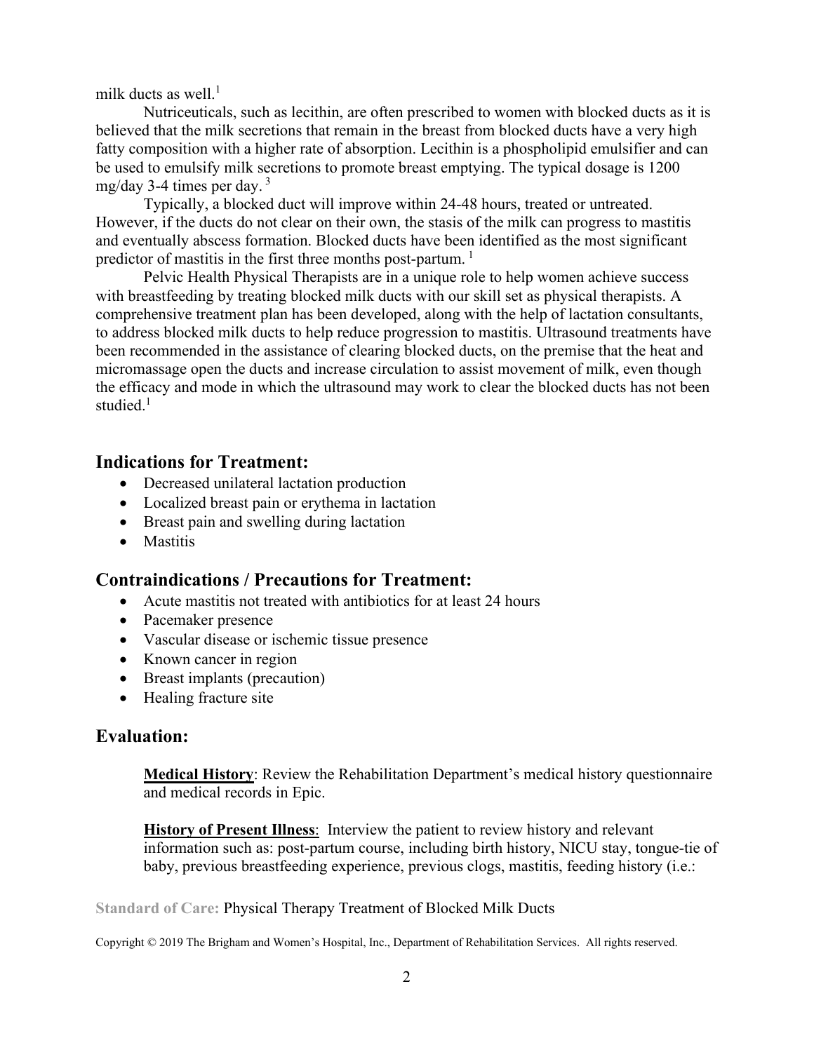milk ducts as well.[1]

Nutriceuticals, such as lecithin, are often prescribed to women with blocked ducts as it is believed that the milk secretions that remain in the breast from blocked ducts have a very high fatty composition with a higher rate of absorption. Lecithin is a phospholipid emulsifier and can be used to emulsify milk secretions to promote breast emptying. The typical dosage is 1200 mg/day 3-4 times per day.[3]

Typically, a blocked duct will improve within 24-48 hours, treated or untreated. However, if the ducts do not clear on their own, the stasis of the milk can progress to mastitis and eventually abscess formation. Blocked ducts have been identified as the most significant predictor of mastitis in the first three months post-partum.[1]

Pelvic Health Physical Therapists are in a unique role to help women achieve success with breastfeeding by treating blocked milk ducts with our skill set as physical therapists. A comprehensive treatment plan has been developed, along with the help of lactation consultants, to address blocked milk ducts to help reduce progression to mastitis. Ultrasound treatments have been recommended in the assistance of clearing blocked ducts, on the premise that the heat and micromassage open the ducts and increase circulation to assist movement of milk, even though the efficacy and mode in which the ultrasound may work to clear the blocked ducts has not been studied.[1]

## Indications for Treatment:

- Decreased unilateral lactation production
- Localized breast pain or erythema in lactation
- Breast pain and swelling during lactation
- Mastitis

## Contraindications / Precautions for Treatment:

- Acute mastitis not treated with antibiotics for at least 24 hours
- Pacemaker presence
- Vascular disease or ischemic tissue presence
- Known cancer in region
- Breast implants (precaution)
- Healing fracture site

## Evaluation:

**Medical History**: Review the Rehabilitation Department's medical history questionnaire and medical records in Epic.

**History of Present Illness**: Interview the patient to review history and relevant information such as: post-partum course, including birth history, NICU stay, tongue-tie of baby, previous breastfeeding experience, previous clogs, mastitis, feeding history (i.e.: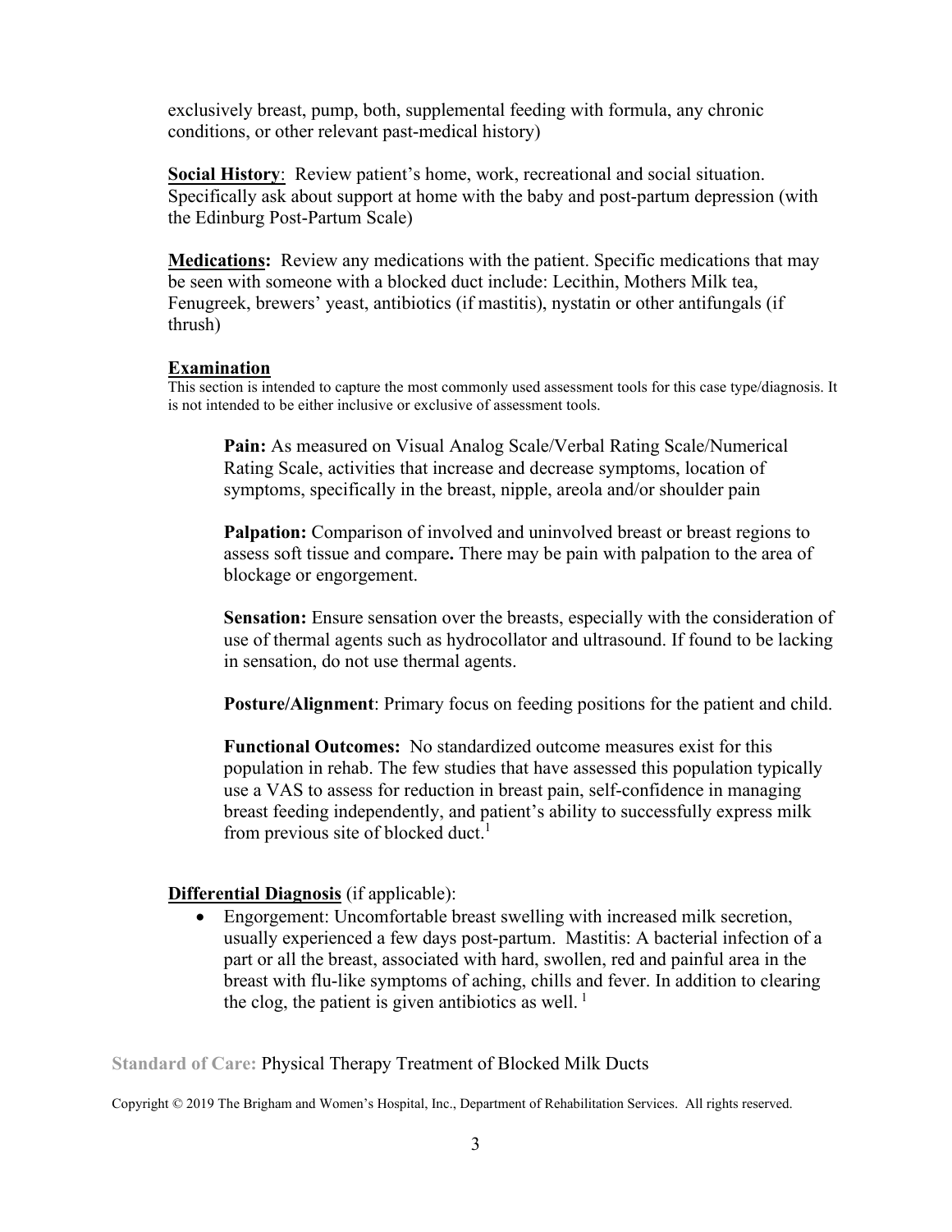exclusively breast, pump, both, supplemental feeding with formula, any chronic conditions, or other relevant past-medical history)

**Social History**: Review patient's home, work, recreational and social situation. Specifically ask about support at home with the baby and post-partum depression (with the Edinburg Post-Partum Scale)

**Medications:** Review any medications with the patient. Specific medications that may be seen with someone with a blocked duct include: Lecithin, Mothers Milk tea, Fenugreek, brewers' yeast, antibiotics (if mastitis), nystatin or other antifungals (if thrush)

**Examination**

This section is intended to capture the most commonly used assessment tools for this case type/diagnosis. It is not intended to be either inclusive or exclusive of assessment tools.

**Pain:** As measured on Visual Analog Scale/Verbal Rating Scale/Numerical Rating Scale, activities that increase and decrease symptoms, location of symptoms, specifically in the breast, nipple, areola and/or shoulder pain

**Palpation:** Comparison of involved and uninvolved breast or breast regions to assess soft tissue and compare**.** There may be pain with palpation to the area of blockage or engorgement.

**Sensation:** Ensure sensation over the breasts, especially with the consideration of use of thermal agents such as hydrocollator and ultrasound. If found to be lacking in sensation, do not use thermal agents.

**Posture/Alignment**: Primary focus on feeding positions for the patient and child.

**Functional Outcomes:** No standardized outcome measures exist for this population in rehab. The few studies that have assessed this population typically use a VAS to assess for reduction in breast pain, self-confidence in managing breast feeding independently, and patient's ability to successfully express milk from previous site of blocked duct.[1]

**Differential Diagnosis** (if applicable):

- Engorgement: Uncomfortable breast swelling with increased milk secretion, usually experienced a few days post-partum. Mastitis: A bacterial infection of a part or all the breast, associated with hard, swollen, red and painful area in the breast with flu-like symptoms of aching, chills and fever. In addition to clearing the clog, the patient is given antibiotics as well. [1]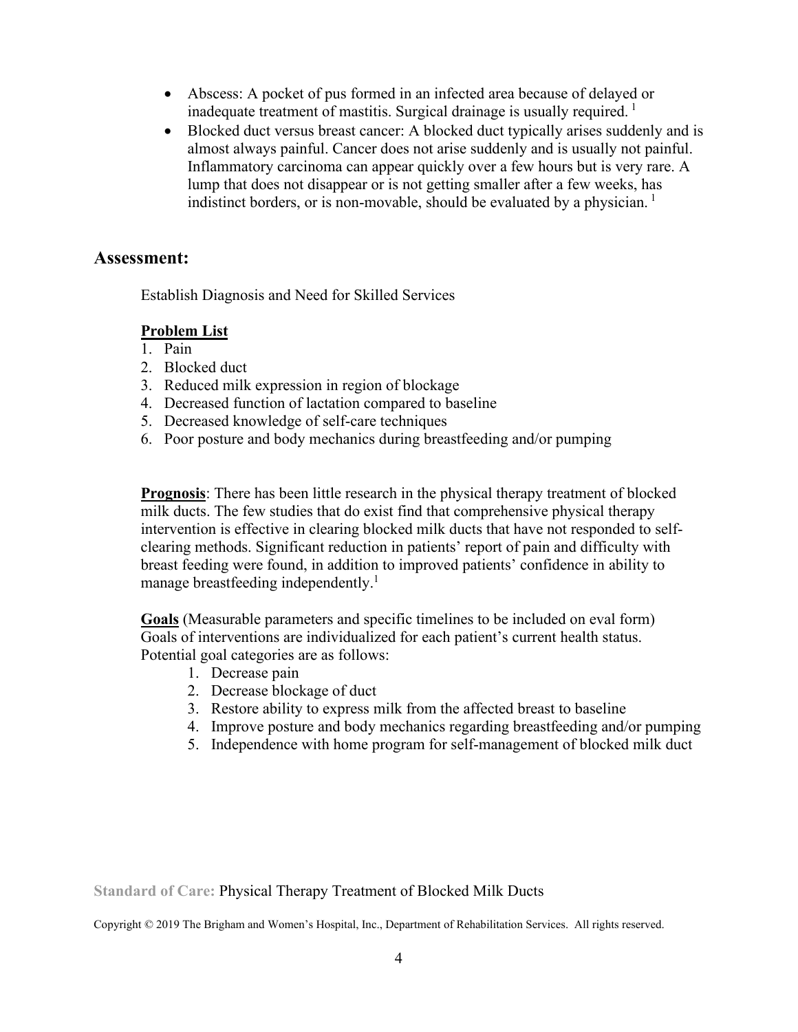- Abscess: A pocket of pus formed in an infected area because of delayed or inadequate treatment of mastitis. Surgical drainage is usually required. [1]
- Blocked duct versus breast cancer: A blocked duct typically arises suddenly and is almost always painful. Cancer does not arise suddenly and is usually not painful. Inflammatory carcinoma can appear quickly over a few hours but is very rare. A lump that does not disappear or is not getting smaller after a few weeks, has indistinct borders, or is non-movable, should be evaluated by a physician. [1]

## Assessment:

Establish Diagnosis and Need for Skilled Services

**Problem List**

1. Pain
2. Blocked duct
3. Reduced milk expression in region of blockage
4. Decreased function of lactation compared to baseline
5. Decreased knowledge of self-care techniques
6. Poor posture and body mechanics during breastfeeding and/or pumping

**Prognosis**: There has been little research in the physical therapy treatment of blocked milk ducts. The few studies that do exist find that comprehensive physical therapy intervention is effective in clearing blocked milk ducts that have not responded to self-clearing methods. Significant reduction in patients' report of pain and difficulty with breast feeding were found, in addition to improved patients' confidence in ability to manage breastfeeding independently.[1]

**Goals** (Measurable parameters and specific timelines to be included on eval form)
Goals of interventions are individualized for each patient's current health status. Potential goal categories are as follows:

1. Decrease pain
2. Decrease blockage of duct
3. Restore ability to express milk from the affected breast to baseline
4. Improve posture and body mechanics regarding breastfeeding and/or pumping
5. Independence with home program for self-management of blocked milk duct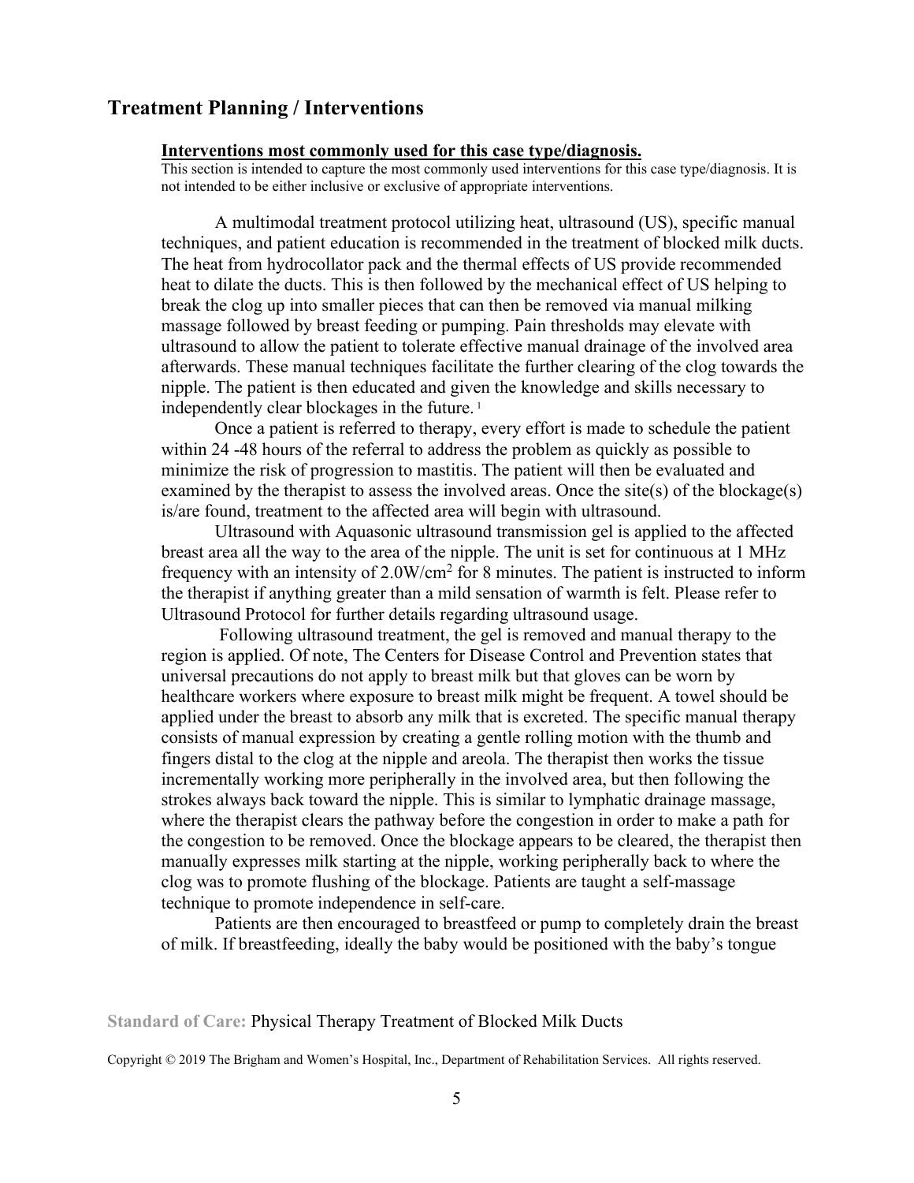## Treatment Planning / Interventions

**Interventions most commonly used for this case type/diagnosis.**

This section is intended to capture the most commonly used interventions for this case type/diagnosis. It is not intended to be either inclusive or exclusive of appropriate interventions.

A multimodal treatment protocol utilizing heat, ultrasound (US), specific manual techniques, and patient education is recommended in the treatment of blocked milk ducts. The heat from hydrocollator pack and the thermal effects of US provide recommended heat to dilate the ducts. This is then followed by the mechanical effect of US helping to break the clog up into smaller pieces that can then be removed via manual milking massage followed by breast feeding or pumping. Pain thresholds may elevate with ultrasound to allow the patient to tolerate effective manual drainage of the involved area afterwards. These manual techniques facilitate the further clearing of the clog towards the nipple. The patient is then educated and given the knowledge and skills necessary to independently clear blockages in the future. [1]

Once a patient is referred to therapy, every effort is made to schedule the patient within 24 -48 hours of the referral to address the problem as quickly as possible to minimize the risk of progression to mastitis. The patient will then be evaluated and examined by the therapist to assess the involved areas. Once the site(s) of the blockage(s) is/are found, treatment to the affected area will begin with ultrasound.

Ultrasound with Aquasonic ultrasound transmission gel is applied to the affected breast area all the way to the area of the nipple. The unit is set for continuous at 1 MHz frequency with an intensity of $2.0W/cm^2$ for 8 minutes. The patient is instructed to inform the therapist if anything greater than a mild sensation of warmth is felt. Please refer to Ultrasound Protocol for further details regarding ultrasound usage.

Following ultrasound treatment, the gel is removed and manual therapy to the region is applied. Of note, The Centers for Disease Control and Prevention states that universal precautions do not apply to breast milk but that gloves can be worn by healthcare workers where exposure to breast milk might be frequent. A towel should be applied under the breast to absorb any milk that is excreted. The specific manual therapy consists of manual expression by creating a gentle rolling motion with the thumb and fingers distal to the clog at the nipple and areola. The therapist then works the tissue incrementally working more peripherally in the involved area, but then following the strokes always back toward the nipple. This is similar to lymphatic drainage massage, where the therapist clears the pathway before the congestion in order to make a path for the congestion to be removed. Once the blockage appears to be cleared, the therapist then manually expresses milk starting at the nipple, working peripherally back to where the clog was to promote flushing of the blockage. Patients are taught a self-massage technique to promote independence in self-care.

Patients are then encouraged to breastfeed or pump to completely drain the breast of milk. If breastfeeding, ideally the baby would be positioned with the baby's tongue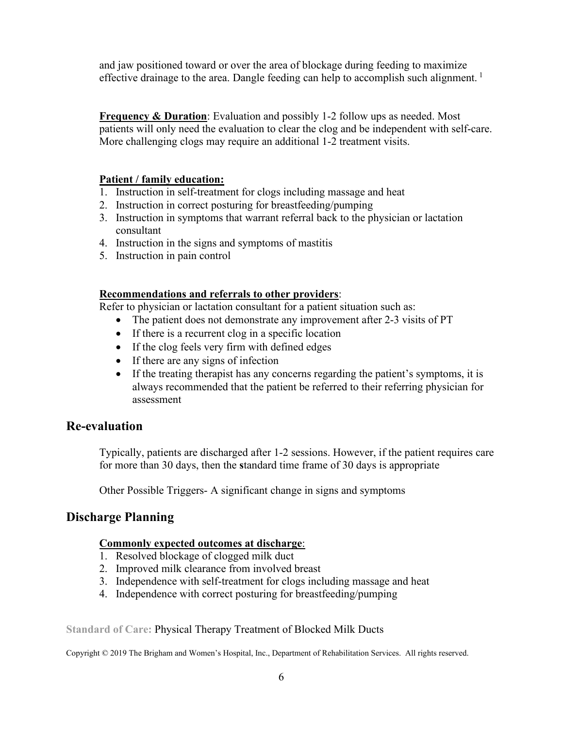and jaw positioned toward or over the area of blockage during feeding to maximize effective drainage to the area. Dangle feeding can help to accomplish such alignment. [1]

**Frequency & Duration**: Evaluation and possibly 1-2 follow ups as needed. Most patients will only need the evaluation to clear the clog and be independent with self-care. More challenging clogs may require an additional 1-2 treatment visits.

**Patient / family education:**

1. Instruction in self-treatment for clogs including massage and heat
2. Instruction in correct posturing for breastfeeding/pumping
3. Instruction in symptoms that warrant referral back to the physician or lactation consultant
4. Instruction in the signs and symptoms of mastitis
5. Instruction in pain control

**Recommendations and referrals to other providers**:

Refer to physician or lactation consultant for a patient situation such as:

- The patient does not demonstrate any improvement after 2-3 visits of PT
- If there is a recurrent clog in a specific location
- If the clog feels very firm with defined edges
- If there are any signs of infection
- If the treating therapist has any concerns regarding the patient's symptoms, it is always recommended that the patient be referred to their referring physician for assessment

## Re-evaluation

Typically, patients are discharged after 1-2 sessions. However, if the patient requires care for more than 30 days, then the **s**tandard time frame of 30 days is appropriate

Other Possible Triggers- A significant change in signs and symptoms

## Discharge Planning

**Commonly expected outcomes at discharge**:

1. Resolved blockage of clogged milk duct
2. Improved milk clearance from involved breast
3. Independence with self-treatment for clogs including massage and heat
4. Independence with correct posturing for breastfeeding/pumping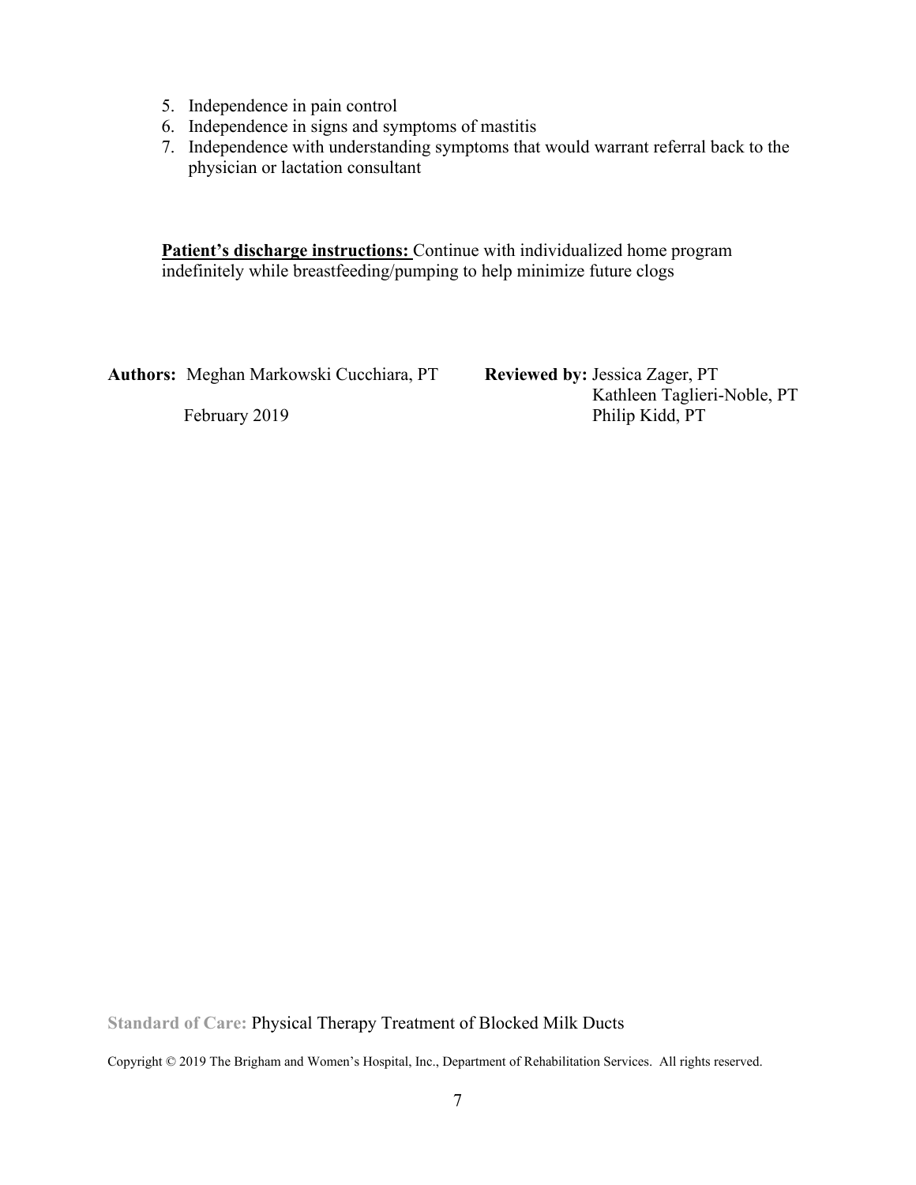5. Independence in pain control
6. Independence in signs and symptoms of mastitis
7. Independence with understanding symptoms that would warrant referral back to the physician or lactation consultant

**Patient's discharge instructions:** Continue with individualized home program indefinitely while breastfeeding/pumping to help minimize future clogs

**Authors:** Meghan Markowski Cucchiara, PT
February 2019

**Reviewed by:** Jessica Zager, PT
Kathleen Taglieri-Noble, PT
Philip Kidd, PT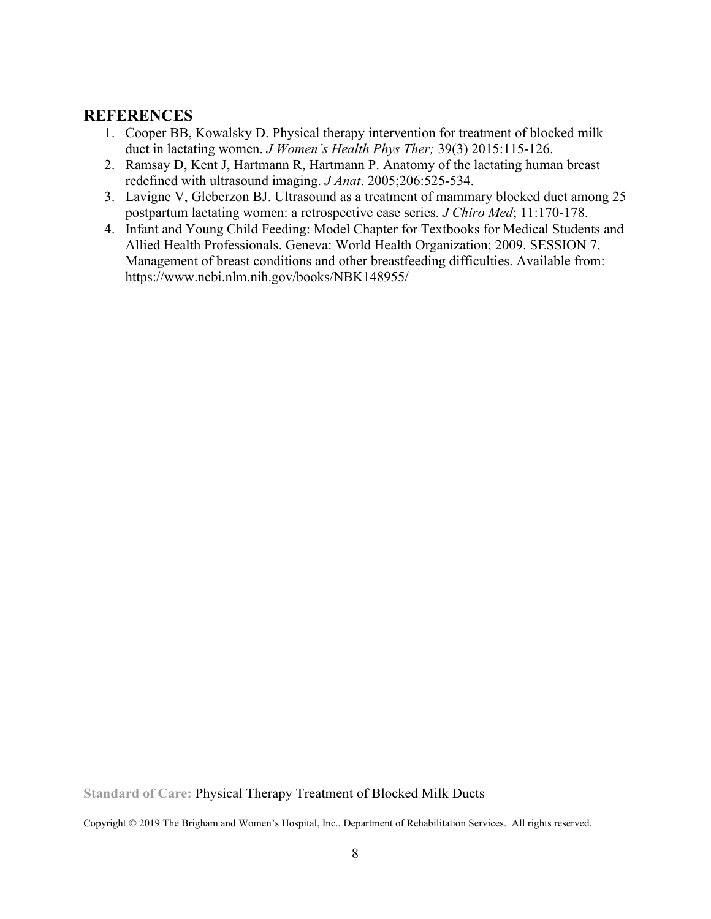## REFERENCES

1. Cooper BB, Kowalsky D. Physical therapy intervention for treatment of blocked milk duct in lactating women. *J Women's Health Phys Ther;* 39(3) 2015:115-126.
2. Ramsay D, Kent J, Hartmann R, Hartmann P. Anatomy of the lactating human breast redefined with ultrasound imaging. *J Anat*. 2005;206:525-534.
3. Lavigne V, Gleberzon BJ. Ultrasound as a treatment of mammary blocked duct among 25 postpartum lactating women: a retrospective case series. *J Chiro Med*; 11:170-178.
4. Infant and Young Child Feeding: Model Chapter for Textbooks for Medical Students and Allied Health Professionals. Geneva: World Health Organization; 2009. SESSION 7, Management of breast conditions and other breastfeeding difficulties. Available from: https://www.ncbi.nlm.nih.gov/books/NBK148955/